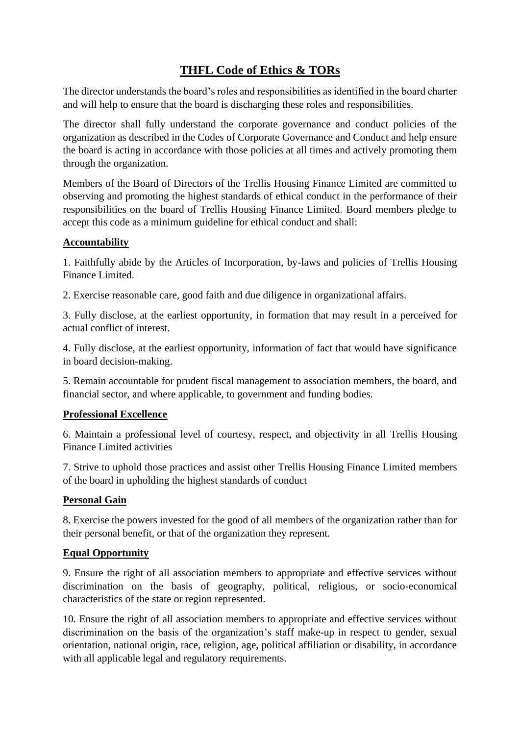# THFL Code of Ethics & TORs

The director understands the board's roles and responsibilities as identified in the board charter and will help to ensure that the board is discharging these roles and responsibilities.

The director shall fully understand the corporate governance and conduct policies of the organization as described in the Codes of Corporate Governance and Conduct and help ensure the board is acting in accordance with those policies at all times and actively promoting them through the organization.

Members of the Board of Directors of the Trellis Housing Finance Limited are committed to observing and promoting the highest standards of ethical conduct in the performance of their responsibilities on the board of Trellis Housing Finance Limited. Board members pledge to accept this code as a minimum guideline for ethical conduct and shall:

**Accountability**

1. Faithfully abide by the Articles of Incorporation, by-laws and policies of Trellis Housing Finance Limited.

2. Exercise reasonable care, good faith and due diligence in organizational affairs.

3. Fully disclose, at the earliest opportunity, in formation that may result in a perceived for actual conflict of interest.

4. Fully disclose, at the earliest opportunity, information of fact that would have significance in board decision-making.

5. Remain accountable for prudent fiscal management to association members, the board, and financial sector, and where applicable, to government and funding bodies.

**Professional Excellence**

6. Maintain a professional level of courtesy, respect, and objectivity in all Trellis Housing Finance Limited activities

7. Strive to uphold those practices and assist other Trellis Housing Finance Limited members of the board in upholding the highest standards of conduct

**Personal Gain**

8. Exercise the powers invested for the good of all members of the organization rather than for their personal benefit, or that of the organization they represent.

**Equal Opportunity**

9. Ensure the right of all association members to appropriate and effective services without discrimination on the basis of geography, political, religious, or socio-economical characteristics of the state or region represented.

10. Ensure the right of all association members to appropriate and effective services without discrimination on the basis of the organization's staff make-up in respect to gender, sexual orientation, national origin, race, religion, age, political affiliation or disability, in accordance with all applicable legal and regulatory requirements.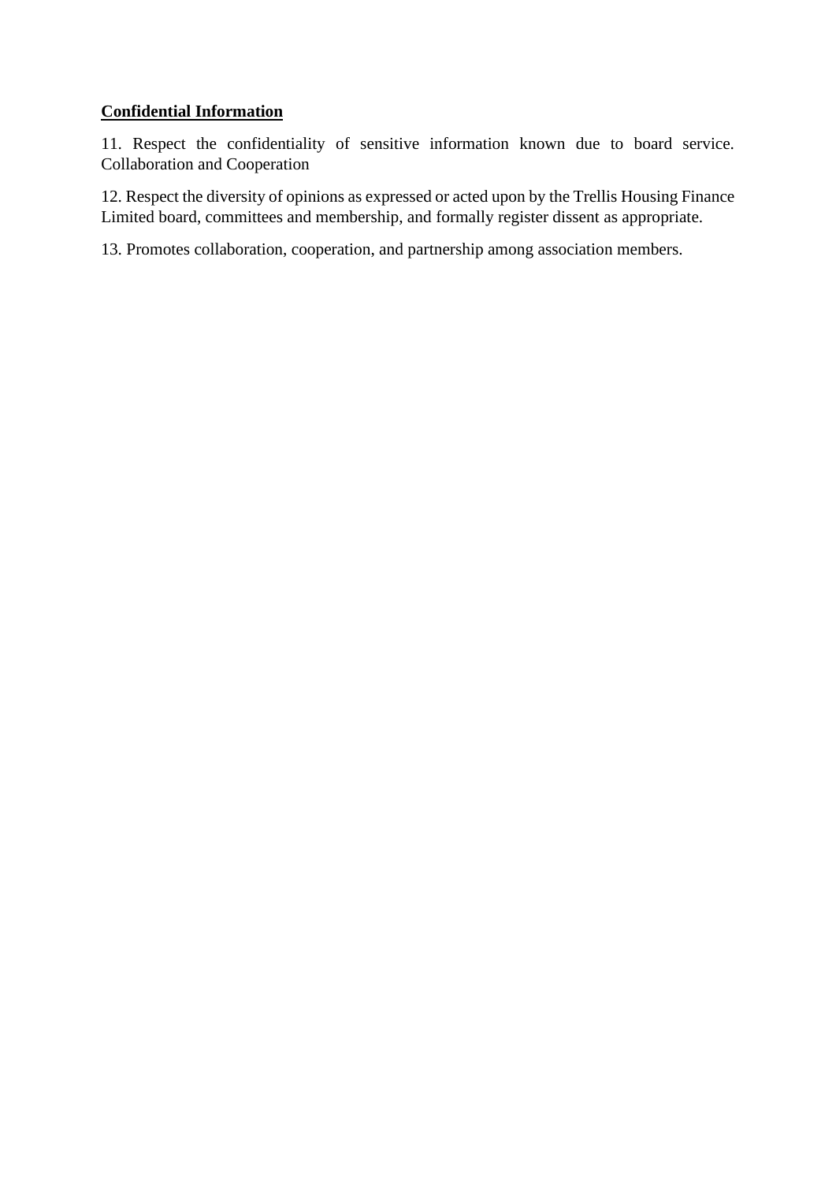**Confidential Information**

11. Respect the confidentiality of sensitive information known due to board service. Collaboration and Cooperation

12. Respect the diversity of opinions as expressed or acted upon by the Trellis Housing Finance Limited board, committees and membership, and formally register dissent as appropriate.

13. Promotes collaboration, cooperation, and partnership among association members.